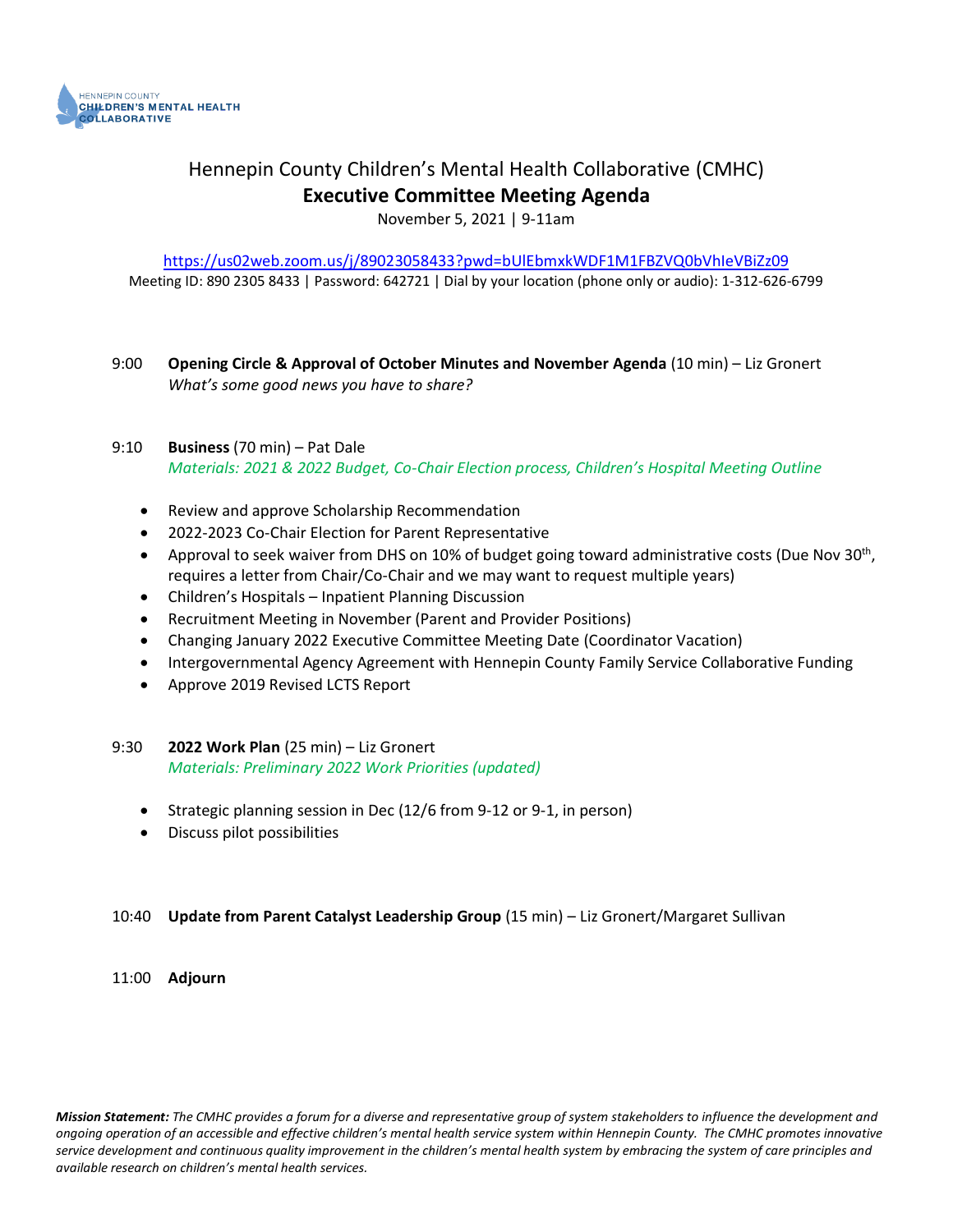HENNEPIN COUNTY
CHILDREN'S MENTAL HEALTH
COLLABORATIVE

# Hennepin County Children's Mental Health Collaborative (CMHC)

## Executive Committee Meeting Agenda

November 5, 2021 | 9-11am

https://us02web.zoom.us/j/89023058433?pwd=bUlEbmxkWDF1M1FBZVQ0bVhIeVBiZz09

Meeting ID: 890 2305 8433 | Password: 642721 | Dial by your location (phone only or audio): 1-312-626-6799

9:00 **Opening Circle & Approval of October Minutes and November Agenda** (10 min) – Liz Gronert
*What's some good news you have to share?*

9:10 **Business** (70 min) – Pat Dale
*Materials: 2021 & 2022 Budget, Co-Chair Election process, Children's Hospital Meeting Outline*

- Review and approve Scholarship Recommendation
- 2022-2023 Co-Chair Election for Parent Representative
- Approval to seek waiver from DHS on 10% of budget going toward administrative costs (Due Nov 30th, requires a letter from Chair/Co-Chair and we may want to request multiple years)
- Children's Hospitals – Inpatient Planning Discussion
- Recruitment Meeting in November (Parent and Provider Positions)
- Changing January 2022 Executive Committee Meeting Date (Coordinator Vacation)
- Intergovernmental Agency Agreement with Hennepin County Family Service Collaborative Funding
- Approve 2019 Revised LCTS Report

9:30 **2022 Work Plan** (25 min) – Liz Gronert
*Materials: Preliminary 2022 Work Priorities (updated)*

- Strategic planning session in Dec (12/6 from 9-12 or 9-1, in person)
- Discuss pilot possibilities

10:40 **Update from Parent Catalyst Leadership Group** (15 min) – Liz Gronert/Margaret Sullivan

11:00 **Adjourn**

***Mission Statement:*** *The CMHC provides a forum for a diverse and representative group of system stakeholders to influence the development and ongoing operation of an accessible and effective children's mental health service system within Hennepin County. The CMHC promotes innovative service development and continuous quality improvement in the children's mental health system by embracing the system of care principles and available research on children's mental health services.*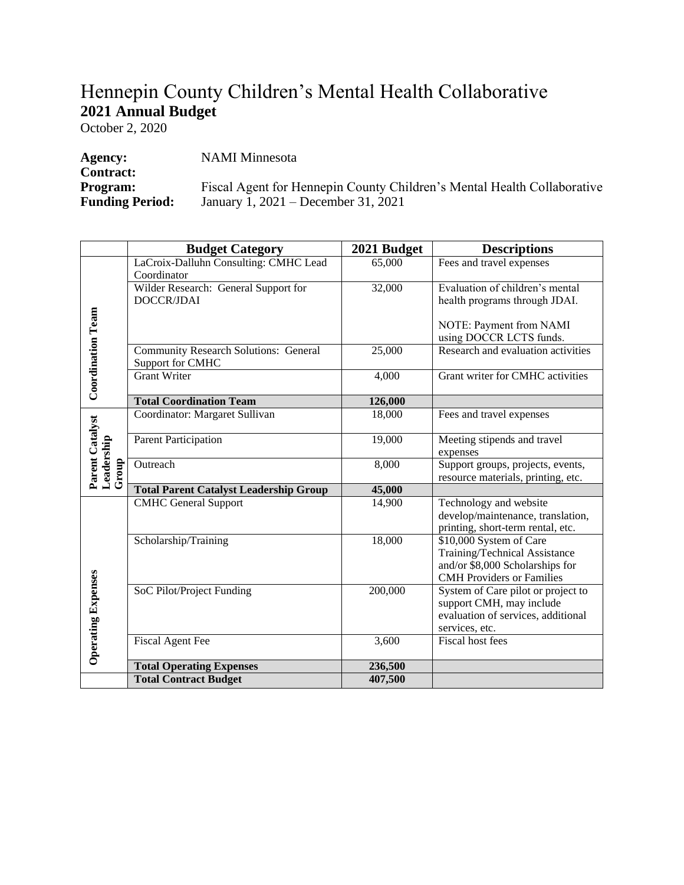# Hennepin County Children's Mental Health Collaborative

**2021 Annual Budget**

October 2, 2020

**Agency:** NAMI Minnesota
**Contract:**
**Program:** Fiscal Agent for Hennepin County Children's Mental Health Collaborative
**Funding Period:** January 1, 2021 – December 31, 2021

| | Budget Category | 2021 Budget | Descriptions |
|---|---|---|---|
| Coordination Team | LaCroix-Dalluhn Consulting: CMHC Lead Coordinator | 65,000 | Fees and travel expenses |
| | Wilder Research: General Support for DOCCR/JDAI | 32,000 | Evaluation of children's mental health programs through JDAI.<br><br>NOTE: Payment from NAMI using DOCCR LCTS funds. |
| | Community Research Solutions: General Support for CMHC | 25,000 | Research and evaluation activities |
| | Grant Writer | 4,000 | Grant writer for CMHC activities |
| | **Total Coordination Team** | **126,000** | |
| Parent Catalyst Leadership Group | Coordinator: Margaret Sullivan | 18,000 | Fees and travel expenses |
| | Parent Participation | 19,000 | Meeting stipends and travel expenses |
| | Outreach | 8,000 | Support groups, projects, events, resource materials, printing, etc. |
| | **Total Parent Catalyst Leadership Group** | **45,000** | |
| Operating Expenses | CMHC General Support | 14,900 | Technology and website develop/maintenance, translation, printing, short-term rental, etc. |
| | Scholarship/Training | 18,000 | $10,000 System of Care Training/Technical Assistance and/or $8,000 Scholarships for CMH Providers or Families |
| | SoC Pilot/Project Funding | 200,000 | System of Care pilot or project to support CMH, may include evaluation of services, additional services, etc. |
| | Fiscal Agent Fee | 3,600 | Fiscal host fees |
| | **Total Operating Expenses** | **236,500** | |
| | **Total Contract Budget** | **407,500** | |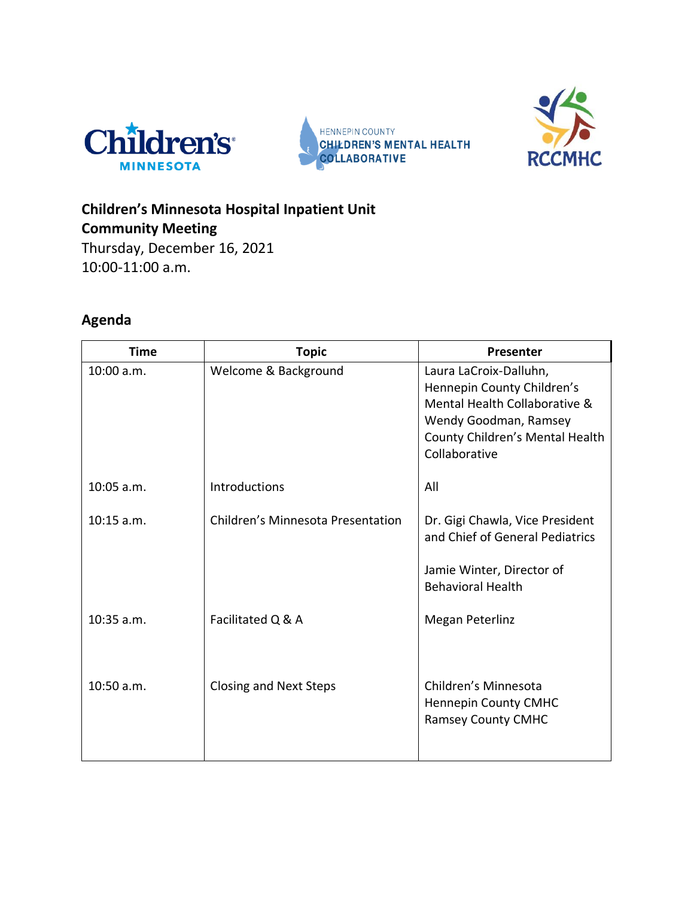**Children's Minnesota Hospital Inpatient Unit**
**Community Meeting**
Thursday, December 16, 2021
10:00-11:00 a.m.

## Agenda

| Time | Topic | Presenter |
|---|---|---|
| 10:00 a.m. | Welcome & Background | Laura LaCroix-Dalluhn, Hennepin County Children's Mental Health Collaborative & Wendy Goodman, Ramsey County Children's Mental Health Collaborative |
| 10:05 a.m. | Introductions | All |
| 10:15 a.m. | Children's Minnesota Presentation | Dr. Gigi Chawla, Vice President and Chief of General Pediatrics<br><br>Jamie Winter, Director of Behavioral Health |
| 10:35 a.m. | Facilitated Q & A | Megan Peterlinz |
| 10:50 a.m. | Closing and Next Steps | Children's Minnesota<br>Hennepin County CMHC<br>Ramsey County CMHC |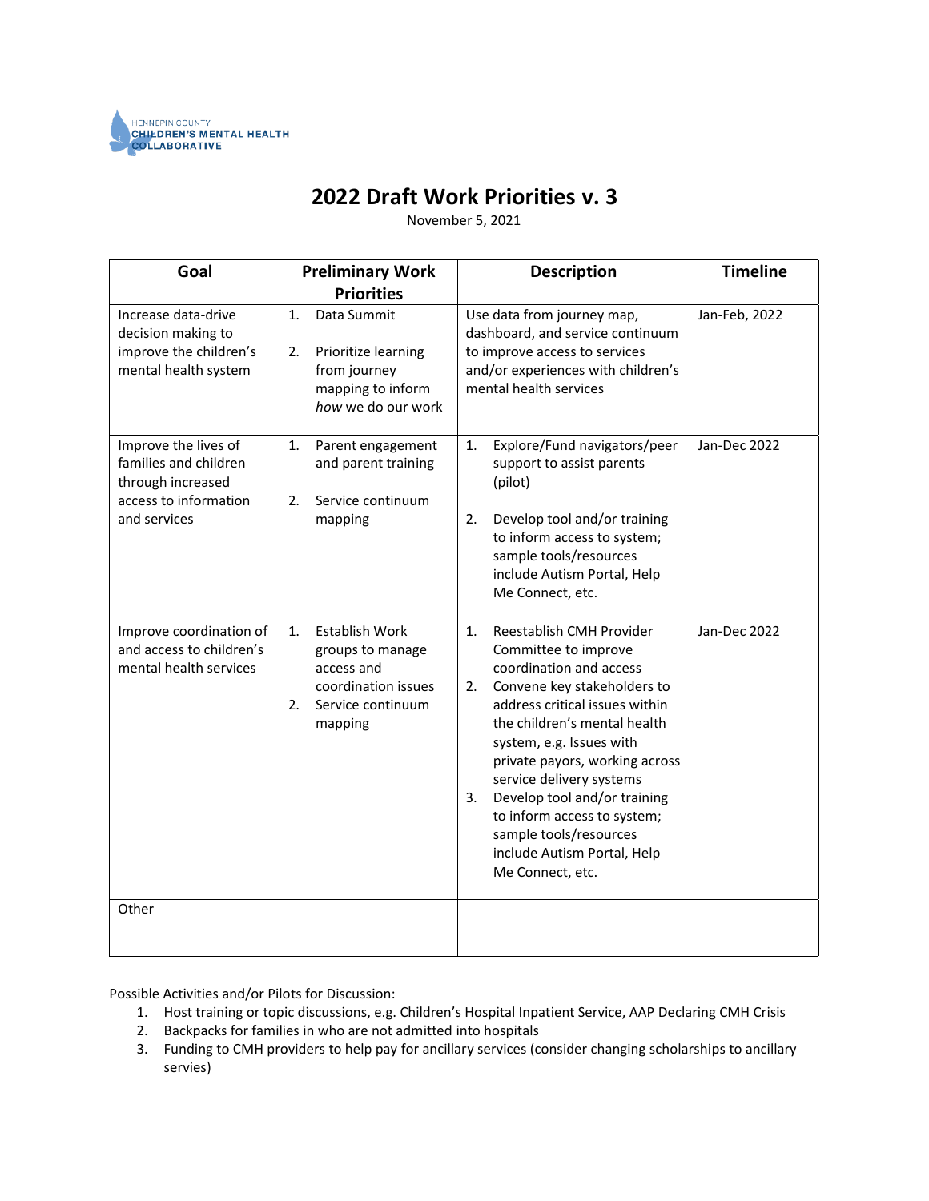HENNEPIN COUNTY
CHILDREN'S MENTAL HEALTH
COLLABORATIVE

# 2022 Draft Work Priorities v. 3

November 5, 2021

| Goal | Preliminary Work Priorities | Description | Timeline |
|---|---|---|---|
| Increase data-drive decision making to improve the children's mental health system | 1. Data Summit<br><br>2. Prioritize learning from journey mapping to inform *how* we do our work | Use data from journey map, dashboard, and service continuum to improve access to services and/or experiences with children's mental health services | Jan-Feb, 2022 |
| Improve the lives of families and children through increased access to information and services | 1. Parent engagement and parent training<br><br>2. Service continuum mapping | 1. Explore/Fund navigators/peer support to assist parents (pilot)<br><br>2. Develop tool and/or training to inform access to system; sample tools/resources include Autism Portal, Help Me Connect, etc. | Jan-Dec 2022 |
| Improve coordination of and access to children's mental health services | 1. Establish Work groups to manage access and coordination issues<br>2. Service continuum mapping | 1. Reestablish CMH Provider Committee to improve coordination and access<br>2. Convene key stakeholders to address critical issues within the children's mental health system, e.g. Issues with private payors, working across service delivery systems<br>3. Develop tool and/or training to inform access to system; sample tools/resources include Autism Portal, Help Me Connect, etc. | Jan-Dec 2022 |
| Other | | | |

Possible Activities and/or Pilots for Discussion:

1. Host training or topic discussions, e.g. Children's Hospital Inpatient Service, AAP Declaring CMH Crisis
2. Backpacks for families in who are not admitted into hospitals
3. Funding to CMH providers to help pay for ancillary services (consider changing scholarships to ancillary servies)